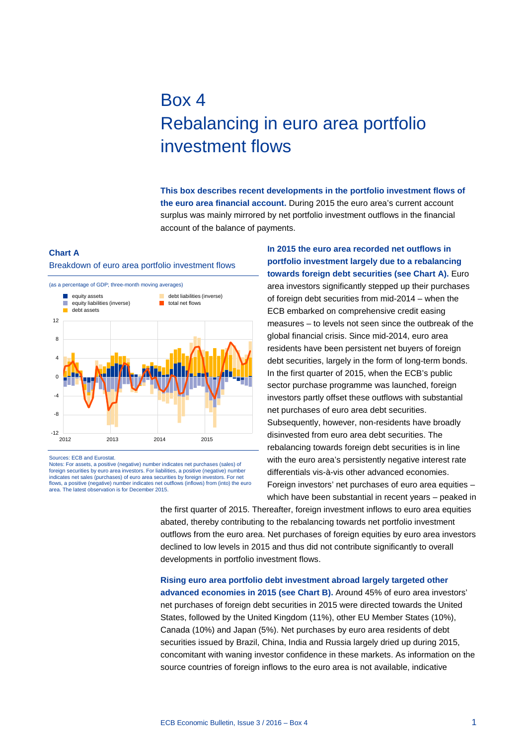# Box 4
# Rebalancing in euro area portfolio investment flows

**This box describes recent developments in the portfolio investment flows of the euro area financial account.** During 2015 the euro area's current account surplus was mainly mirrored by net portfolio investment outflows in the financial account of the balance of payments.

**Chart A**

Breakdown of euro area portfolio investment flows

(as a percentage of GDP; three-month moving averages)

Sources: ECB and Eurostat.
Notes: For assets, a positive (negative) number indicates net purchases (sales) of foreign securities by euro area investors. For liabilities, a positive (negative) number indicates net sales (purchases) of euro area securities by foreign investors. For net flows, a positive (negative) number indicates net outflows (inflows) from (into) the euro area. The latest observation is for December 2015.

**In 2015 the euro area recorded net outflows in portfolio investment largely due to a rebalancing towards foreign debt securities (see Chart A).** Euro area investors significantly stepped up their purchases of foreign debt securities from mid-2014 – when the ECB embarked on comprehensive credit easing measures – to levels not seen since the outbreak of the global financial crisis. Since mid-2014, euro area residents have been persistent net buyers of foreign debt securities, largely in the form of long-term bonds. In the first quarter of 2015, when the ECB's public sector purchase programme was launched, foreign investors partly offset these outflows with substantial net purchases of euro area debt securities. Subsequently, however, non-residents have broadly disinvested from euro area debt securities. The rebalancing towards foreign debt securities is in line with the euro area's persistently negative interest rate differentials vis-à-vis other advanced economies. Foreign investors' net purchases of euro area equities – which have been substantial in recent years – peaked in the first quarter of 2015. Thereafter, foreign investment inflows to euro area equities abated, thereby contributing to the rebalancing towards net portfolio investment outflows from the euro area. Net purchases of foreign equities by euro area investors declined to low levels in 2015 and thus did not contribute significantly to overall developments in portfolio investment flows.

**Rising euro area portfolio debt investment abroad largely targeted other advanced economies in 2015 (see Chart B).** Around 45% of euro area investors' net purchases of foreign debt securities in 2015 were directed towards the United States, followed by the United Kingdom (11%), other EU Member States (10%), Canada (10%) and Japan (5%). Net purchases by euro area residents of debt securities issued by Brazil, China, India and Russia largely dried up during 2015, concomitant with waning investor confidence in these markets. As information on the source countries of foreign inflows to the euro area is not available, indicative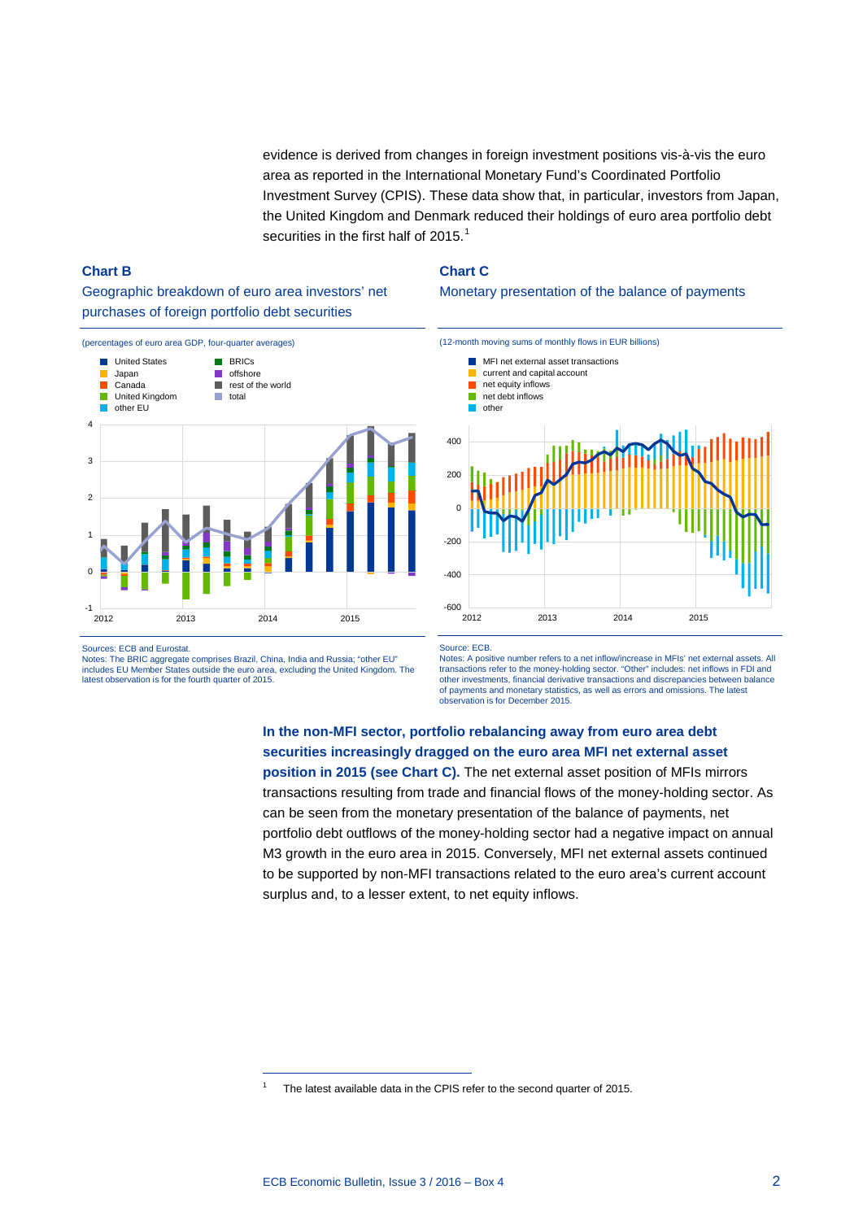evidence is derived from changes in foreign investment positions vis-à-vis the euro area as reported in the International Monetary Fund's Coordinated Portfolio Investment Survey (CPIS). These data show that, in particular, investors from Japan, the United Kingdom and Denmark reduced their holdings of euro area portfolio debt securities in the first half of 2015.[1]

**Chart B**

Geographic breakdown of euro area investors' net purchases of foreign portfolio debt securities

(percentages of euro area GDP, four-quarter averages)

United States
Japan
Canada
United Kingdom
other EU
BRICs
offshore
rest of the world
total

4
3
2
1
0
-1

2012
2013
2014
2015

Sources: ECB and Eurostat.
Notes: The BRIC aggregate comprises Brazil, China, India and Russia; "other EU" includes EU Member States outside the euro area, excluding the United Kingdom. The latest observation is for the fourth quarter of 2015.

**Chart C**

Monetary presentation of the balance of payments

(12-month moving sums of monthly flows in EUR billions)

MFI net external asset transactions
current and capital account
net equity inflows
net debt inflows
other

400
200
0
-200
-400
-600

2012
2013
2014
2015

Source: ECB.
Notes: A positive number refers to a net inflow/increase in MFIs' net external assets. All transactions refer to the money-holding sector. "Other" includes: net inflows in FDI and other investments, financial derivative transactions and discrepancies between balance of payments and monetary statistics, as well as errors and omissions. The latest observation is for December 2015.

**In the non-MFI sector, portfolio rebalancing away from euro area debt securities increasingly dragged on the euro area MFI net external asset position in 2015 (see Chart C).** The net external asset position of MFIs mirrors transactions resulting from trade and financial flows of the money-holding sector. As can be seen from the monetary presentation of the balance of payments, net portfolio debt outflows of the money-holding sector had a negative impact on annual M3 growth in the euro area in 2015. Conversely, MFI net external assets continued to be supported by non-MFI transactions related to the euro area's current account surplus and, to a lesser extent, to net equity inflows.

[1] The latest available data in the CPIS refer to the second quarter of 2015.